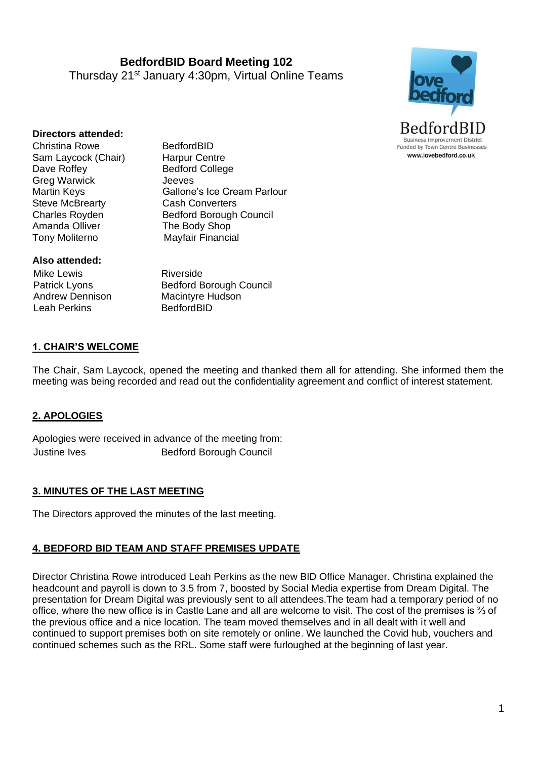# BedfordBID Board Meeting 102

Thursday 21st January 4:30pm, Virtual Online Teams

**Directors attended:**

| | |
|---|---|
| Christina Rowe | BedfordBID |
| Sam Laycock (Chair) | Harpur Centre |
| Dave Roffey | Bedford College |
| Greg Warwick | Jeeves |
| Martin Keys | Gallone's Ice Cream Parlour |
| Steve McBrearty | Cash Converters |
| Charles Royden | Bedford Borough Council |
| Amanda Olliver | The Body Shop |
| Tony Moliterno | Mayfair Financial |

**Also attended:**

| | |
|---|---|
| Mike Lewis | Riverside |
| Patrick Lyons | Bedford Borough Council |
| Andrew Dennison | Macintyre Hudson |
| Leah Perkins | BedfordBID |

## 1. CHAIR'S WELCOME

The Chair, Sam Laycock, opened the meeting and thanked them all for attending. She informed them the meeting was being recorded and read out the confidentiality agreement and conflict of interest statement.

## 2. APOLOGIES

Apologies were received in advance of the meeting from:

| | |
|---|---|
| Justine Ives | Bedford Borough Council |

## 3. MINUTES OF THE LAST MEETING

The Directors approved the minutes of the last meeting.

## 4. BEDFORD BID TEAM AND STAFF PREMISES UPDATE

Director Christina Rowe introduced Leah Perkins as the new BID Office Manager. Christina explained the headcount and payroll is down to 3.5 from 7, boosted by Social Media expertise from Dream Digital. The presentation for Dream Digital was previously sent to all attendees.The team had a temporary period of no office, where the new office is in Castle Lane and all are welcome to visit. The cost of the premises is ⅔ of the previous office and a nice location. The team moved themselves and in all dealt with it well and continued to support premises both on site remotely or online. We launched the Covid hub, vouchers and continued schemes such as the RRL. Some staff were furloughed at the beginning of last year.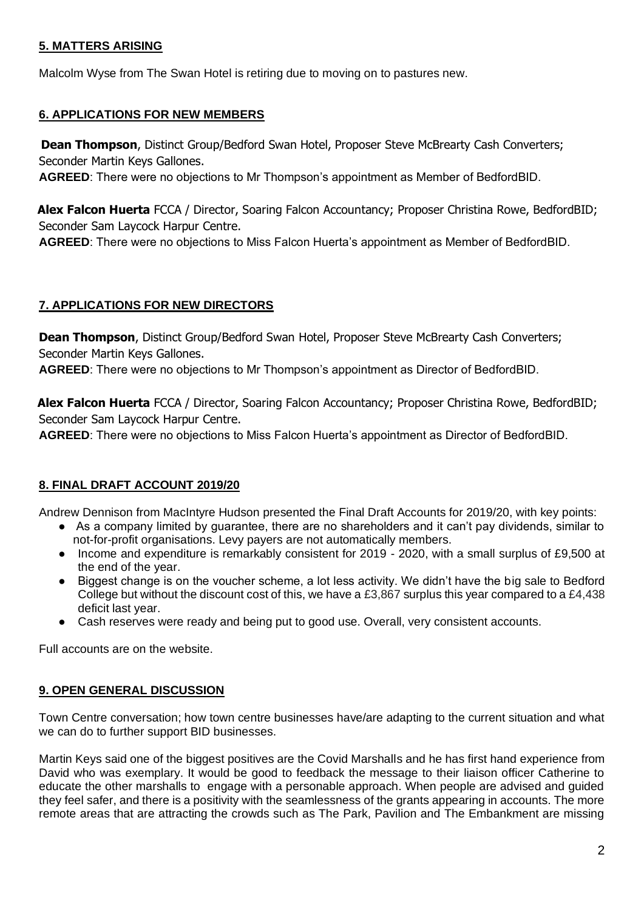## 5. MATTERS ARISING

Malcolm Wyse from The Swan Hotel is retiring due to moving on to pastures new.

## 6. APPLICATIONS FOR NEW MEMBERS

**Dean Thompson**, Distinct Group/Bedford Swan Hotel, Proposer Steve McBrearty Cash Converters; Seconder Martin Keys Gallones.

**AGREED**: There were no objections to Mr Thompson's appointment as Member of BedfordBID.

**Alex Falcon Huerta** FCCA / Director, Soaring Falcon Accountancy; Proposer Christina Rowe, BedfordBID; Seconder Sam Laycock Harpur Centre.

**AGREED**: There were no objections to Miss Falcon Huerta's appointment as Member of BedfordBID.

## 7. APPLICATIONS FOR NEW DIRECTORS

**Dean Thompson**, Distinct Group/Bedford Swan Hotel, Proposer Steve McBrearty Cash Converters; Seconder Martin Keys Gallones.

**AGREED**: There were no objections to Mr Thompson's appointment as Director of BedfordBID.

**Alex Falcon Huerta** FCCA / Director, Soaring Falcon Accountancy; Proposer Christina Rowe, BedfordBID; Seconder Sam Laycock Harpur Centre.

**AGREED**: There were no objections to Miss Falcon Huerta's appointment as Director of BedfordBID.

## 8. FINAL DRAFT ACCOUNT 2019/20

Andrew Dennison from MacIntyre Hudson presented the Final Draft Accounts for 2019/20, with key points:

- As a company limited by guarantee, there are no shareholders and it can't pay dividends, similar to not-for-profit organisations. Levy payers are not automatically members.
- Income and expenditure is remarkably consistent for 2019 - 2020, with a small surplus of £9,500 at the end of the year.
- Biggest change is on the voucher scheme, a lot less activity. We didn't have the big sale to Bedford College but without the discount cost of this, we have a £3,867 surplus this year compared to a £4,438 deficit last year.
- Cash reserves were ready and being put to good use. Overall, very consistent accounts.

Full accounts are on the website.

## 9. OPEN GENERAL DISCUSSION

Town Centre conversation; how town centre businesses have/are adapting to the current situation and what we can do to further support BID businesses.

Martin Keys said one of the biggest positives are the Covid Marshalls and he has first hand experience from David who was exemplary. It would be good to feedback the message to their liaison officer Catherine to educate the other marshalls to engage with a personable approach. When people are advised and guided they feel safer, and there is a positivity with the seamlessness of the grants appearing in accounts. The more remote areas that are attracting the crowds such as The Park, Pavilion and The Embankment are missing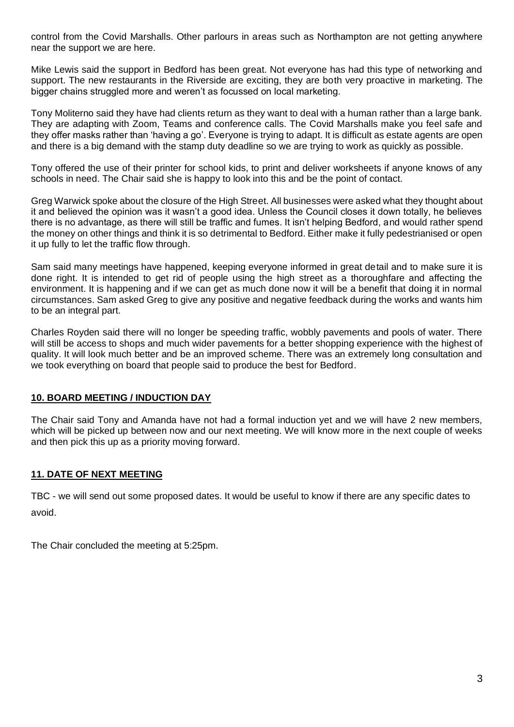control from the Covid Marshalls. Other parlours in areas such as Northampton are not getting anywhere near the support we are here.

Mike Lewis said the support in Bedford has been great. Not everyone has had this type of networking and support. The new restaurants in the Riverside are exciting, they are both very proactive in marketing. The bigger chains struggled more and weren't as focussed on local marketing.

Tony Moliterno said they have had clients return as they want to deal with a human rather than a large bank. They are adapting with Zoom, Teams and conference calls. The Covid Marshalls make you feel safe and they offer masks rather than 'having a go'. Everyone is trying to adapt. It is difficult as estate agents are open and there is a big demand with the stamp duty deadline so we are trying to work as quickly as possible.

Tony offered the use of their printer for school kids, to print and deliver worksheets if anyone knows of any schools in need. The Chair said she is happy to look into this and be the point of contact.

Greg Warwick spoke about the closure of the High Street. All businesses were asked what they thought about it and believed the opinion was it wasn't a good idea. Unless the Council closes it down totally, he believes there is no advantage, as there will still be traffic and fumes. It isn't helping Bedford, and would rather spend the money on other things and think it is so detrimental to Bedford. Either make it fully pedestrianised or open it up fully to let the traffic flow through.

Sam said many meetings have happened, keeping everyone informed in great detail and to make sure it is done right. It is intended to get rid of people using the high street as a thoroughfare and affecting the environment. It is happening and if we can get as much done now it will be a benefit that doing it in normal circumstances. Sam asked Greg to give any positive and negative feedback during the works and wants him to be an integral part.

Charles Royden said there will no longer be speeding traffic, wobbly pavements and pools of water. There will still be access to shops and much wider pavements for a better shopping experience with the highest of quality. It will look much better and be an improved scheme. There was an extremely long consultation and we took everything on board that people said to produce the best for Bedford.

## 10. BOARD MEETING / INDUCTION DAY

The Chair said Tony and Amanda have not had a formal induction yet and we will have 2 new members, which will be picked up between now and our next meeting. We will know more in the next couple of weeks and then pick this up as a priority moving forward.

## 11. DATE OF NEXT MEETING

TBC - we will send out some proposed dates. It would be useful to know if there are any specific dates to avoid.

The Chair concluded the meeting at 5:25pm.